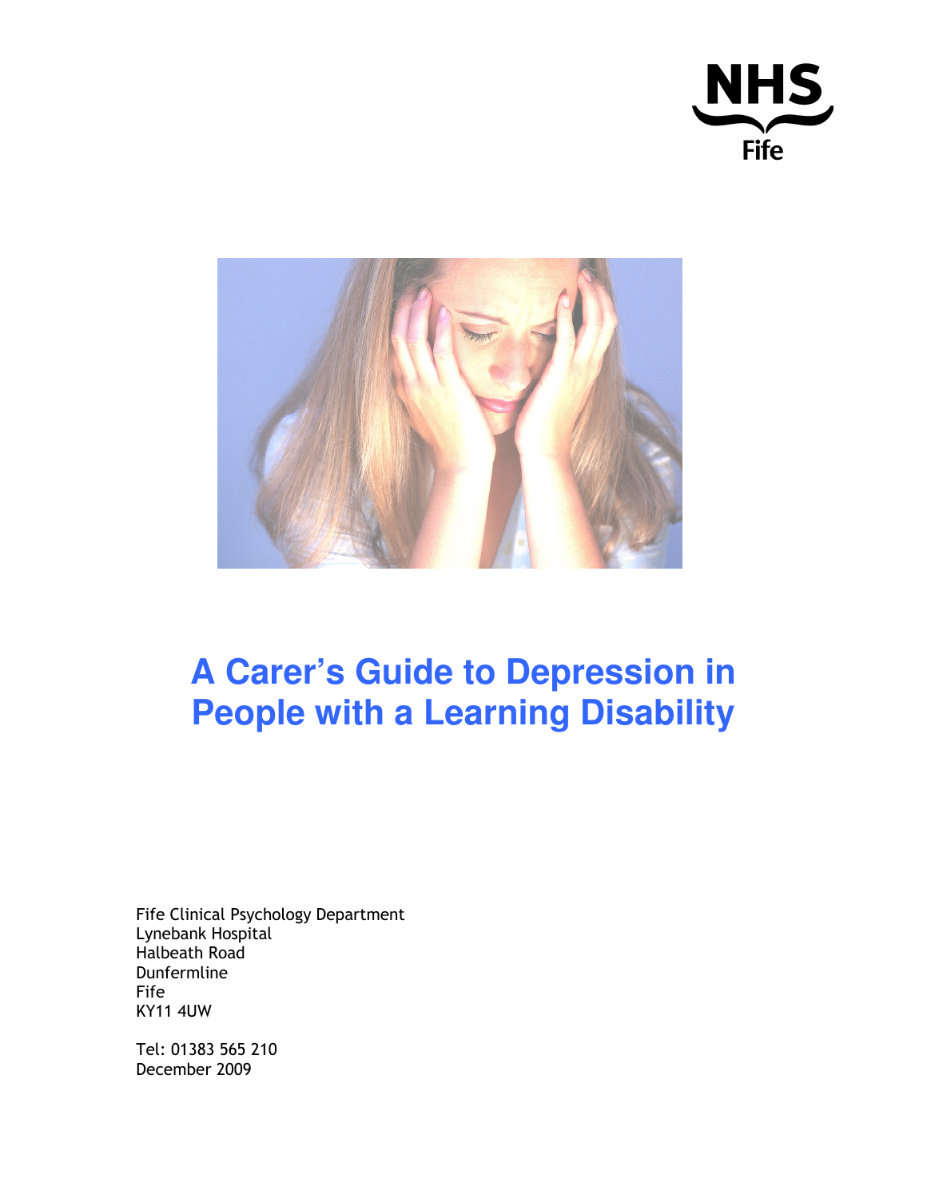NHS
Fife

# A Carer's Guide to Depression in People with a Learning Disability

Fife Clinical Psychology Department
Lynebank Hospital
Halbeath Road
Dunfermline
Fife
KY11 4UW

Tel: 01383 565 210
December 2009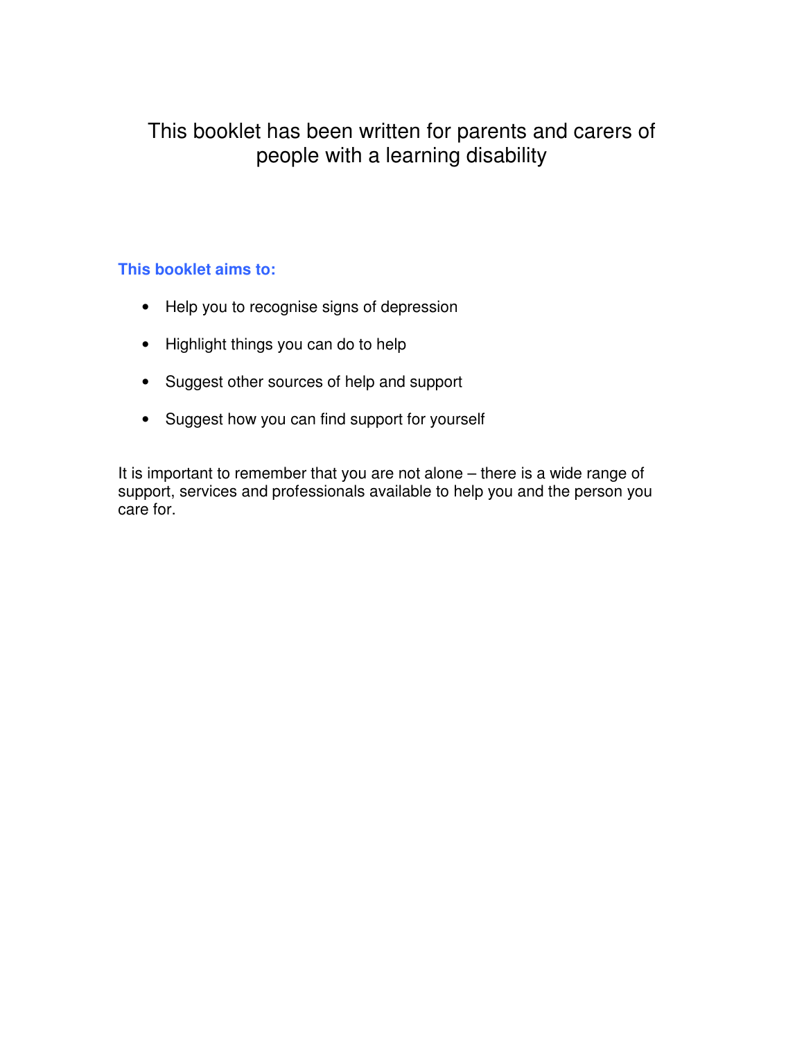This booklet has been written for parents and carers of people with a learning disability

**This booklet aims to:**

- Help you to recognise signs of depression
- Highlight things you can do to help
- Suggest other sources of help and support
- Suggest how you can find support for yourself

It is important to remember that you are not alone – there is a wide range of support, services and professionals available to help you and the person you care for.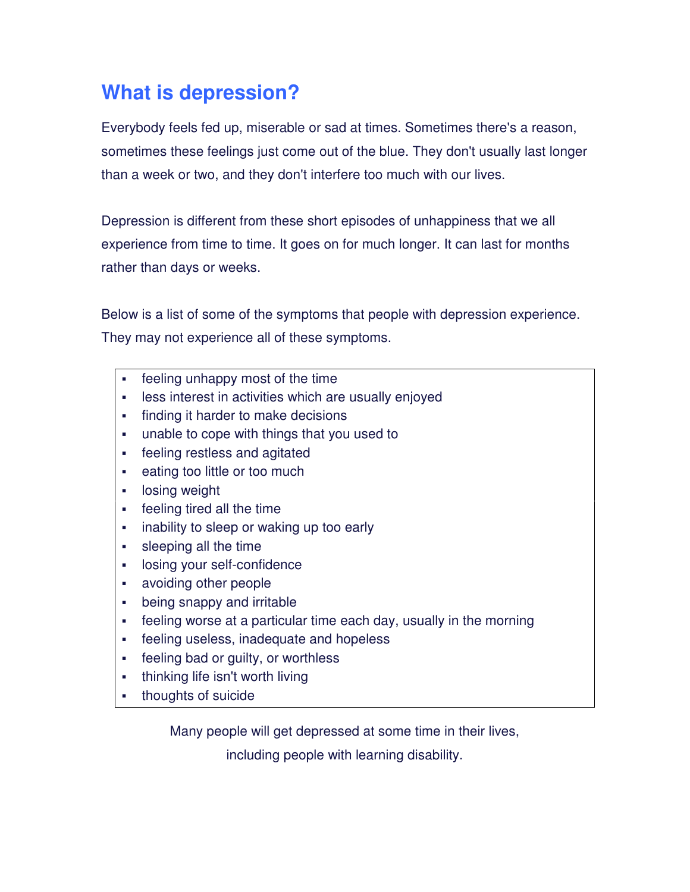# What is depression?

Everybody feels fed up, miserable or sad at times. Sometimes there's a reason, sometimes these feelings just come out of the blue. They don't usually last longer than a week or two, and they don't interfere too much with our lives.

Depression is different from these short episodes of unhappiness that we all experience from time to time. It goes on for much longer. It can last for months rather than days or weeks.

Below is a list of some of the symptoms that people with depression experience. They may not experience all of these symptoms.

- feeling unhappy most of the time
- less interest in activities which are usually enjoyed
- finding it harder to make decisions
- unable to cope with things that you used to
- feeling restless and agitated
- eating too little or too much
- losing weight
- feeling tired all the time
- inability to sleep or waking up too early
- sleeping all the time
- losing your self-confidence
- avoiding other people
- being snappy and irritable
- feeling worse at a particular time each day, usually in the morning
- feeling useless, inadequate and hopeless
- feeling bad or guilty, or worthless
- thinking life isn't worth living
- thoughts of suicide

Many people will get depressed at some time in their lives, including people with learning disability.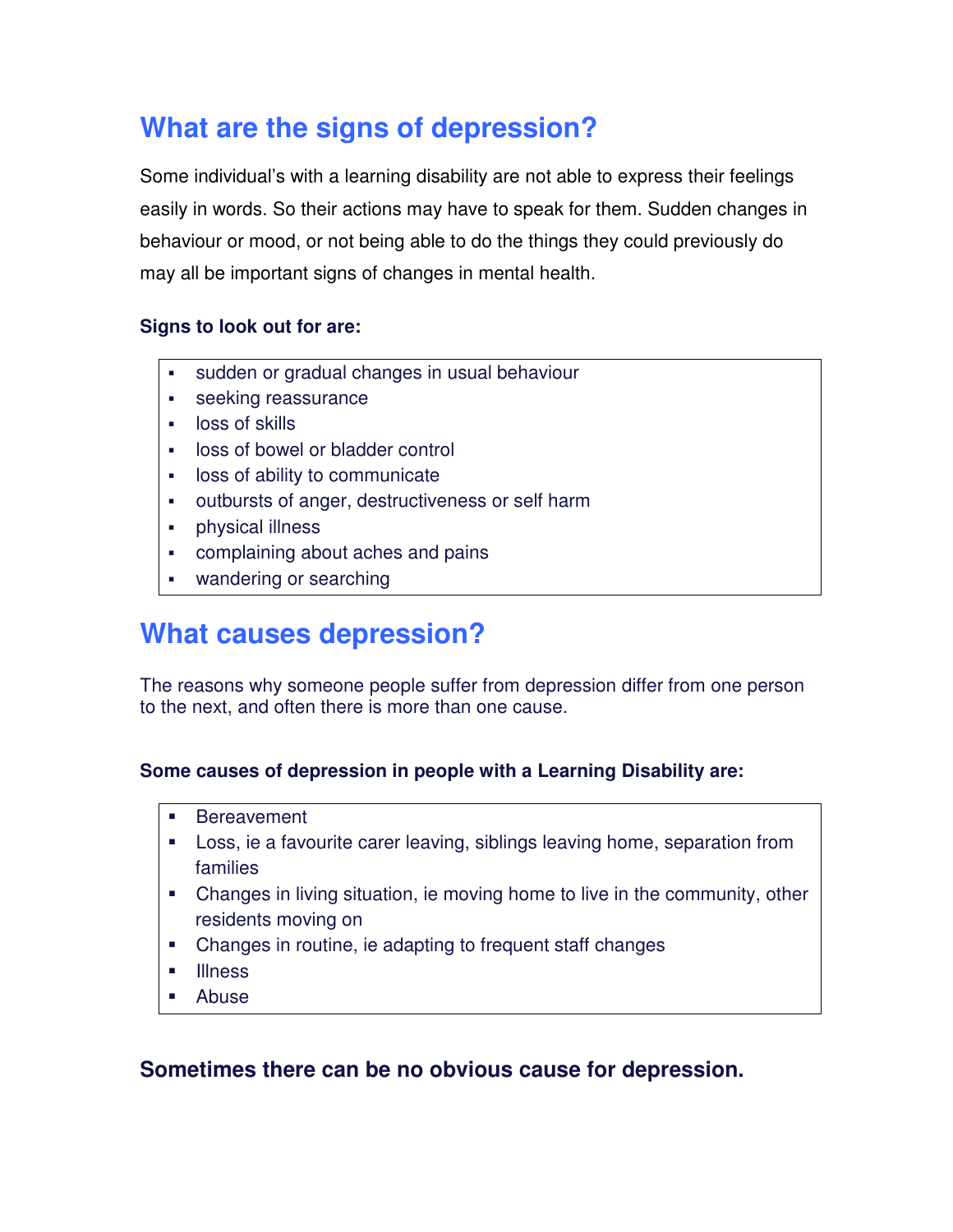## What are the signs of depression?

Some individual's with a learning disability are not able to express their feelings easily in words. So their actions may have to speak for them. Sudden changes in behaviour or mood, or not being able to do the things they could previously do may all be important signs of changes in mental health.

**Signs to look out for are:**

- sudden or gradual changes in usual behaviour
- seeking reassurance
- loss of skills
- loss of bowel or bladder control
- loss of ability to communicate
- outbursts of anger, destructiveness or self harm
- physical illness
- complaining about aches and pains
- wandering or searching

## What causes depression?

The reasons why someone people suffer from depression differ from one person to the next, and often there is more than one cause.

**Some causes of depression in people with a Learning Disability are:**

- Bereavement
- Loss, ie a favourite carer leaving, siblings leaving home, separation from families
- Changes in living situation, ie moving home to live in the community, other residents moving on
- Changes in routine, ie adapting to frequent staff changes
- Illness
- Abuse

### Sometimes there can be no obvious cause for depression.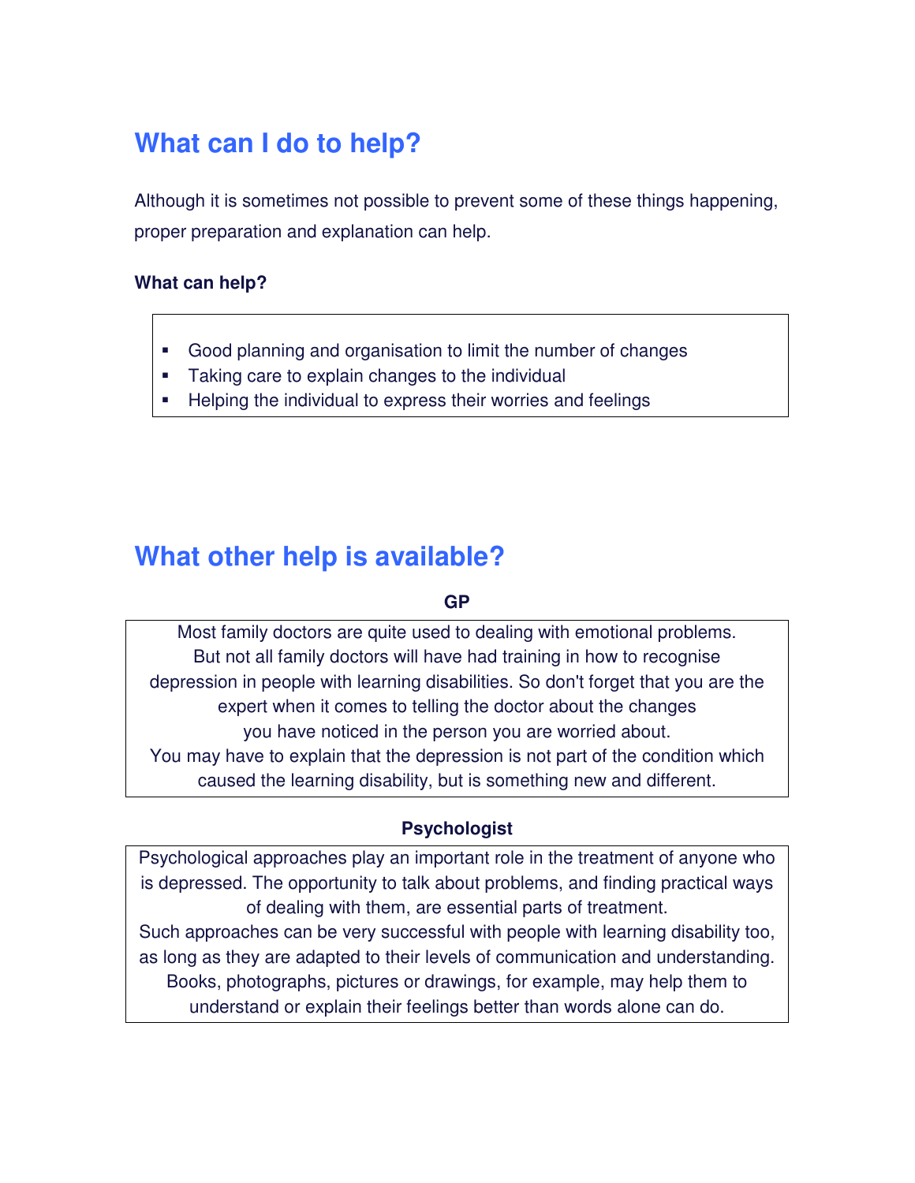## What can I do to help?

Although it is sometimes not possible to prevent some of these things happening, proper preparation and explanation can help.

**What can help?**

- Good planning and organisation to limit the number of changes
- Taking care to explain changes to the individual
- Helping the individual to express their worries and feelings

## What other help is available?

**GP**

Most family doctors are quite used to dealing with emotional problems. But not all family doctors will have had training in how to recognise depression in people with learning disabilities. So don't forget that you are the expert when it comes to telling the doctor about the changes you have noticed in the person you are worried about.
You may have to explain that the depression is not part of the condition which caused the learning disability, but is something new and different.

**Psychologist**

Psychological approaches play an important role in the treatment of anyone who is depressed. The opportunity to talk about problems, and finding practical ways of dealing with them, are essential parts of treatment.
Such approaches can be very successful with people with learning disability too, as long as they are adapted to their levels of communication and understanding. Books, photographs, pictures or drawings, for example, may help them to understand or explain their feelings better than words alone can do.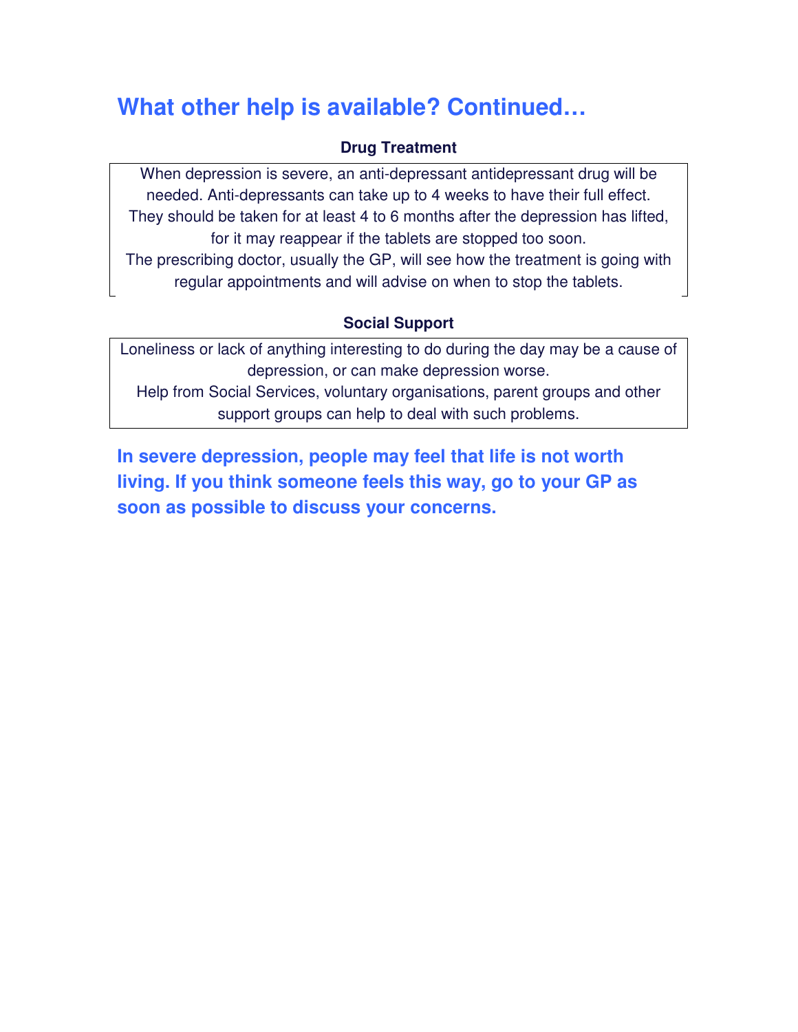## What other help is available? Continued…

### Drug Treatment

When depression is severe, an anti-depressant antidepressant drug will be needed. Anti-depressants can take up to 4 weeks to have their full effect. They should be taken for at least 4 to 6 months after the depression has lifted, for it may reappear if the tablets are stopped too soon.
The prescribing doctor, usually the GP, will see how the treatment is going with regular appointments and will advise on when to stop the tablets.

### Social Support

Loneliness or lack of anything interesting to do during the day may be a cause of depression, or can make depression worse.
Help from Social Services, voluntary organisations, parent groups and other support groups can help to deal with such problems.

**In severe depression, people may feel that life is not worth living. If you think someone feels this way, go to your GP as soon as possible to discuss your concerns.**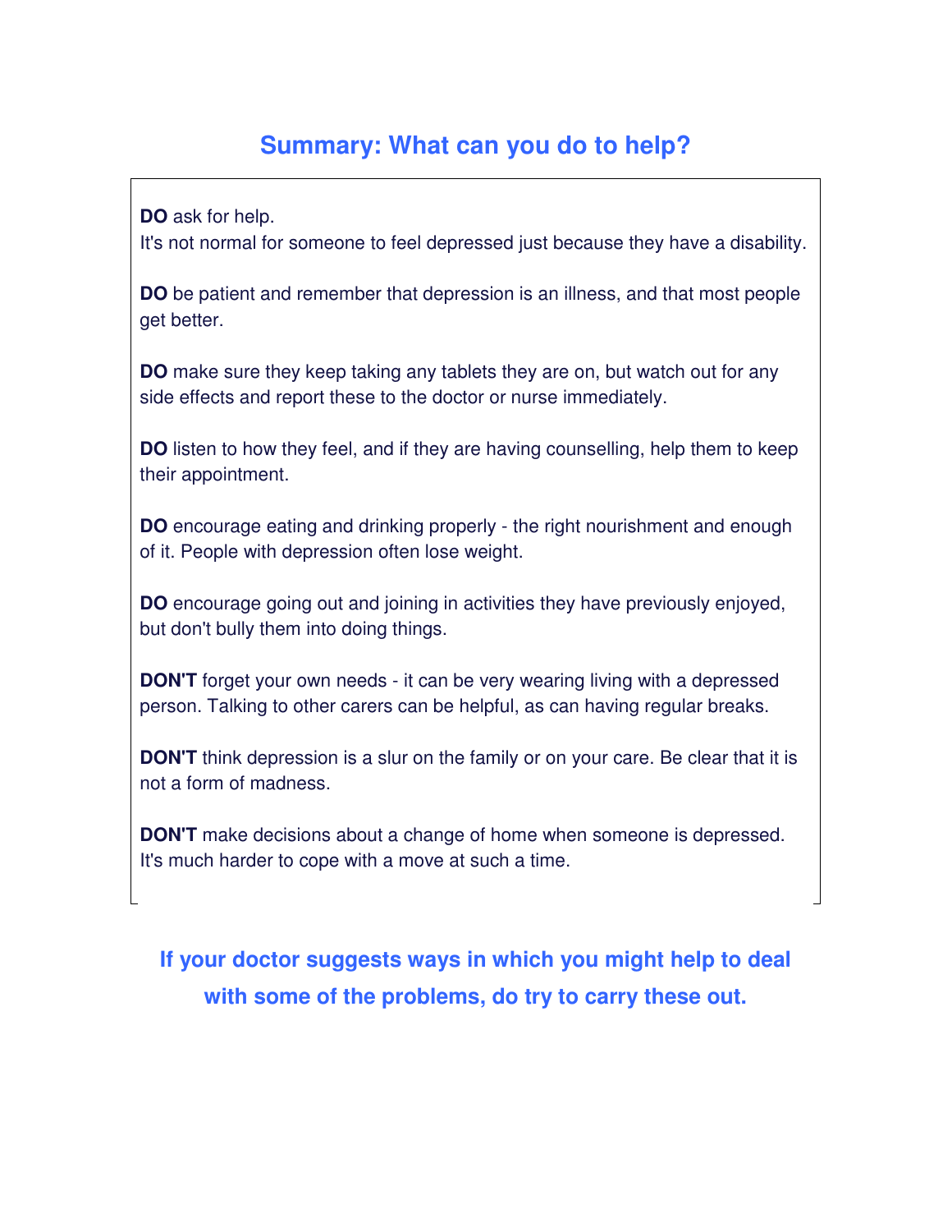## Summary: What can you do to help?

**DO** ask for help.
It's not normal for someone to feel depressed just because they have a disability.

**DO** be patient and remember that depression is an illness, and that most people get better.

**DO** make sure they keep taking any tablets they are on, but watch out for any side effects and report these to the doctor or nurse immediately.

**DO** listen to how they feel, and if they are having counselling, help them to keep their appointment.

**DO** encourage eating and drinking properly - the right nourishment and enough of it. People with depression often lose weight.

**DO** encourage going out and joining in activities they have previously enjoyed, but don't bully them into doing things.

**DON'T** forget your own needs - it can be very wearing living with a depressed person. Talking to other carers can be helpful, as can having regular breaks.

**DON'T** think depression is a slur on the family or on your care. Be clear that it is not a form of madness.

**DON'T** make decisions about a change of home when someone is depressed. It's much harder to cope with a move at such a time.

**If your doctor suggests ways in which you might help to deal with some of the problems, do try to carry these out.**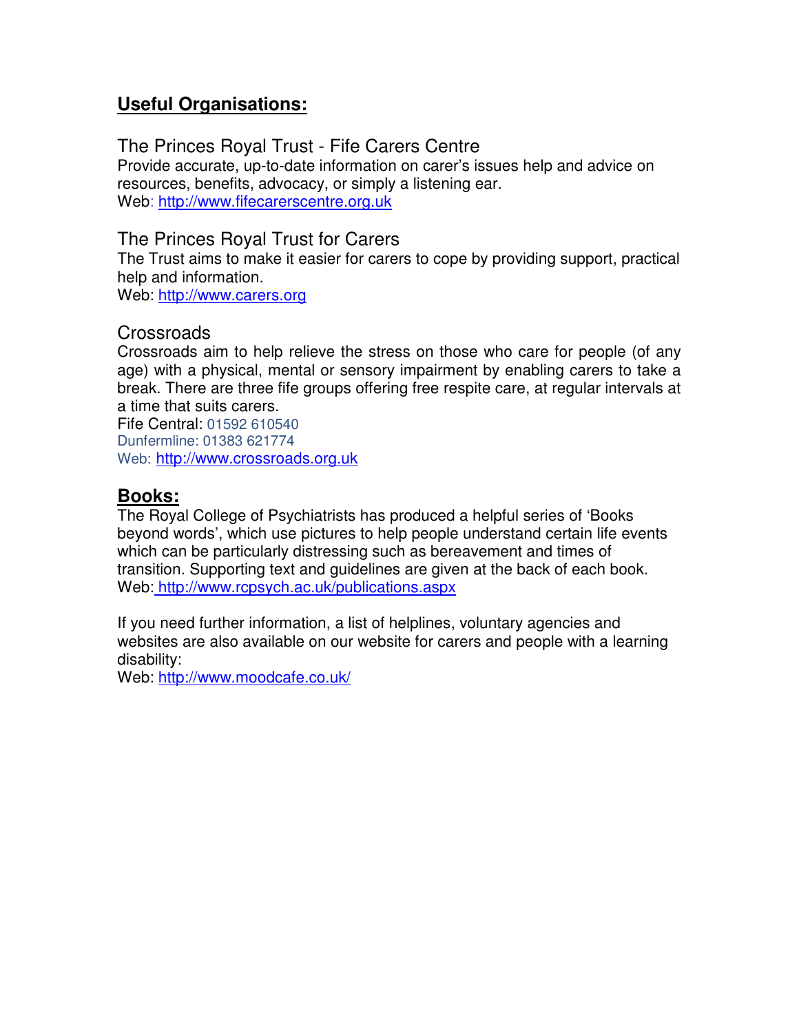## **Useful Organisations:**

### The Princes Royal Trust - Fife Carers Centre

Provide accurate, up-to-date information on carer's issues help and advice on resources, benefits, advocacy, or simply a listening ear.
Web: http://www.fifecarerscentre.org.uk

### The Princes Royal Trust for Carers

The Trust aims to make it easier for carers to cope by providing support, practical help and information.
Web: http://www.carers.org

### Crossroads

Crossroads aim to help relieve the stress on those who care for people (of any age) with a physical, mental or sensory impairment by enabling carers to take a break. There are three fife groups offering free respite care, at regular intervals at a time that suits carers.
Fife Central: 01592 610540
Dunfermline: 01383 621774
Web: http://www.crossroads.org.uk

## **Books:**

The Royal College of Psychiatrists has produced a helpful series of 'Books beyond words', which use pictures to help people understand certain life events which can be particularly distressing such as bereavement and times of transition. Supporting text and guidelines are given at the back of each book.
Web: http://www.rcpsych.ac.uk/publications.aspx

If you need further information, a list of helplines, voluntary agencies and websites are also available on our website for carers and people with a learning disability:
Web: http://www.moodcafe.co.uk/